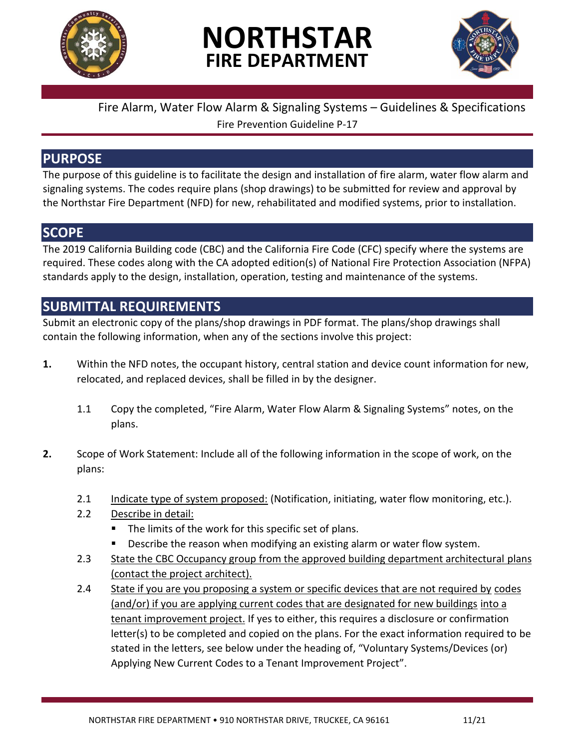# NORTHSTAR FIRE DEPARTMENT

Fire Alarm, Water Flow Alarm & Signaling Systems – Guidelines & Specifications

Fire Prevention Guideline P-17

## PURPOSE

The purpose of this guideline is to facilitate the design and installation of fire alarm, water flow alarm and signaling systems. The codes require plans (shop drawings) to be submitted for review and approval by the Northstar Fire Department (NFD) for new, rehabilitated and modified systems, prior to installation.

## SCOPE

The 2019 California Building code (CBC) and the California Fire Code (CFC) specify where the systems are required. These codes along with the CA adopted edition(s) of National Fire Protection Association (NFPA) standards apply to the design, installation, operation, testing and maintenance of the systems.

## SUBMITTAL REQUIREMENTS

Submit an electronic copy of the plans/shop drawings in PDF format. The plans/shop drawings shall contain the following information, when any of the sections involve this project:

**1.** Within the NFD notes, the occupant history, central station and device count information for new, relocated, and replaced devices, shall be filled in by the designer.

1.1 Copy the completed, "Fire Alarm, Water Flow Alarm & Signaling Systems" notes, on the plans.

**2.** Scope of Work Statement: Include all of the following information in the scope of work, on the plans:

2.1 Indicate type of system proposed: (Notification, initiating, water flow monitoring, etc.).

2.2 Describe in detail:

- The limits of the work for this specific set of plans.
- Describe the reason when modifying an existing alarm or water flow system.

2.3 State the CBC Occupancy group from the approved building department architectural plans (contact the project architect).

2.4 State if you are you proposing a system or specific devices that are not required by codes (and/or) if you are applying current codes that are designated for new buildings into a tenant improvement project. If yes to either, this requires a disclosure or confirmation letter(s) to be completed and copied on the plans. For the exact information required to be stated in the letters, see below under the heading of, "Voluntary Systems/Devices (or) Applying New Current Codes to a Tenant Improvement Project".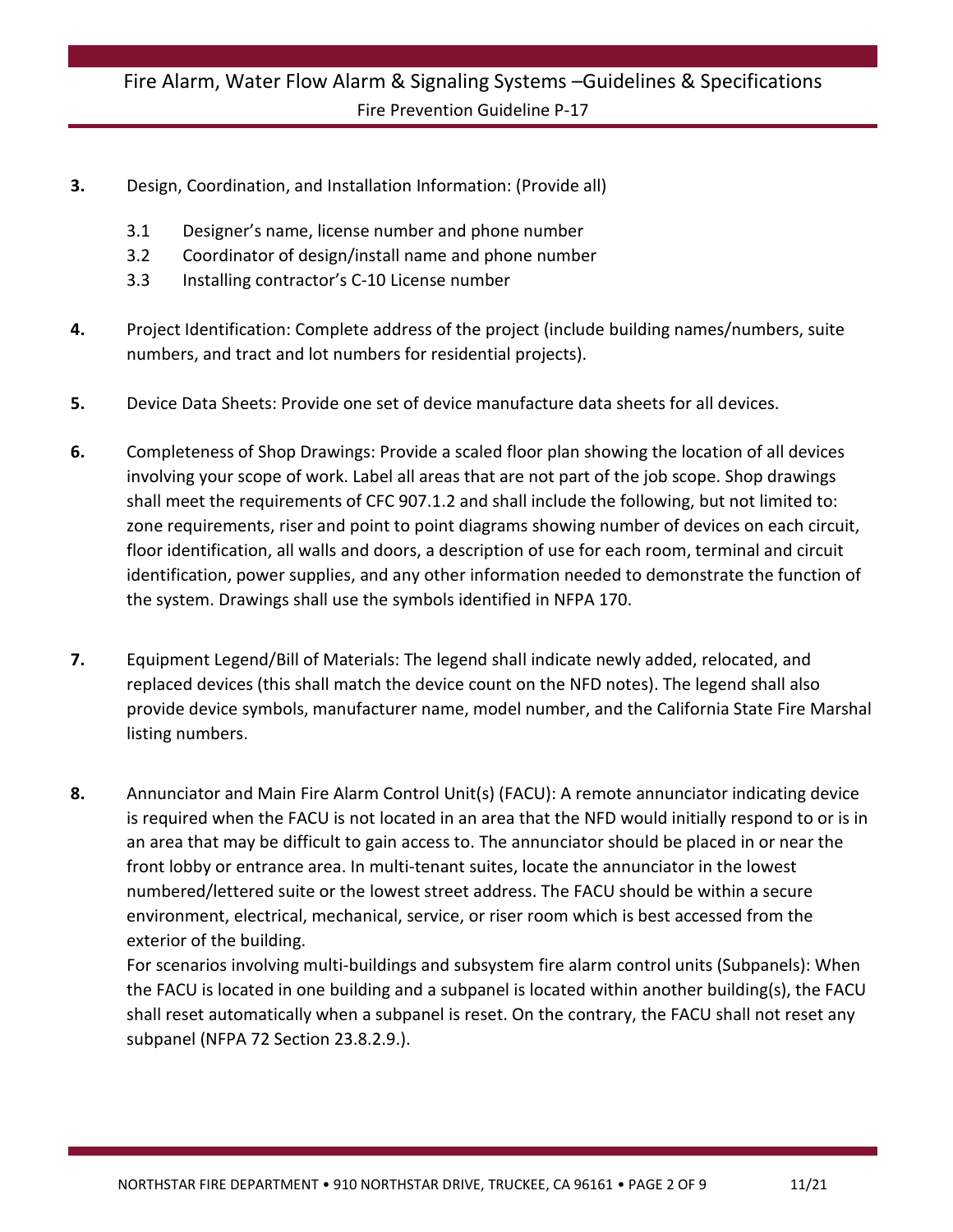**3.** Design, Coordination, and Installation Information: (Provide all)

   3.1 Designer's name, license number and phone number
   3.2 Coordinator of design/install name and phone number
   3.3 Installing contractor's C-10 License number

**4.** Project Identification: Complete address of the project (include building names/numbers, suite numbers, and tract and lot numbers for residential projects).

**5.** Device Data Sheets: Provide one set of device manufacture data sheets for all devices.

**6.** Completeness of Shop Drawings: Provide a scaled floor plan showing the location of all devices involving your scope of work. Label all areas that are not part of the job scope. Shop drawings shall meet the requirements of CFC 907.1.2 and shall include the following, but not limited to: zone requirements, riser and point to point diagrams showing number of devices on each circuit, floor identification, all walls and doors, a description of use for each room, terminal and circuit identification, power supplies, and any other information needed to demonstrate the function of the system. Drawings shall use the symbols identified in NFPA 170.

**7.** Equipment Legend/Bill of Materials: The legend shall indicate newly added, relocated, and replaced devices (this shall match the device count on the NFD notes). The legend shall also provide device symbols, manufacturer name, model number, and the California State Fire Marshal listing numbers.

**8.** Annunciator and Main Fire Alarm Control Unit(s) (FACU): A remote annunciator indicating device is required when the FACU is not located in an area that the NFD would initially respond to or is in an area that may be difficult to gain access to. The annunciator should be placed in or near the front lobby or entrance area. In multi-tenant suites, locate the annunciator in the lowest numbered/lettered suite or the lowest street address. The FACU should be within a secure environment, electrical, mechanical, service, or riser room which is best accessed from the exterior of the building.

For scenarios involving multi-buildings and subsystem fire alarm control units (Subpanels): When the FACU is located in one building and a subpanel is located within another building(s), the FACU shall reset automatically when a subpanel is reset. On the contrary, the FACU shall not reset any subpanel (NFPA 72 Section 23.8.2.9.).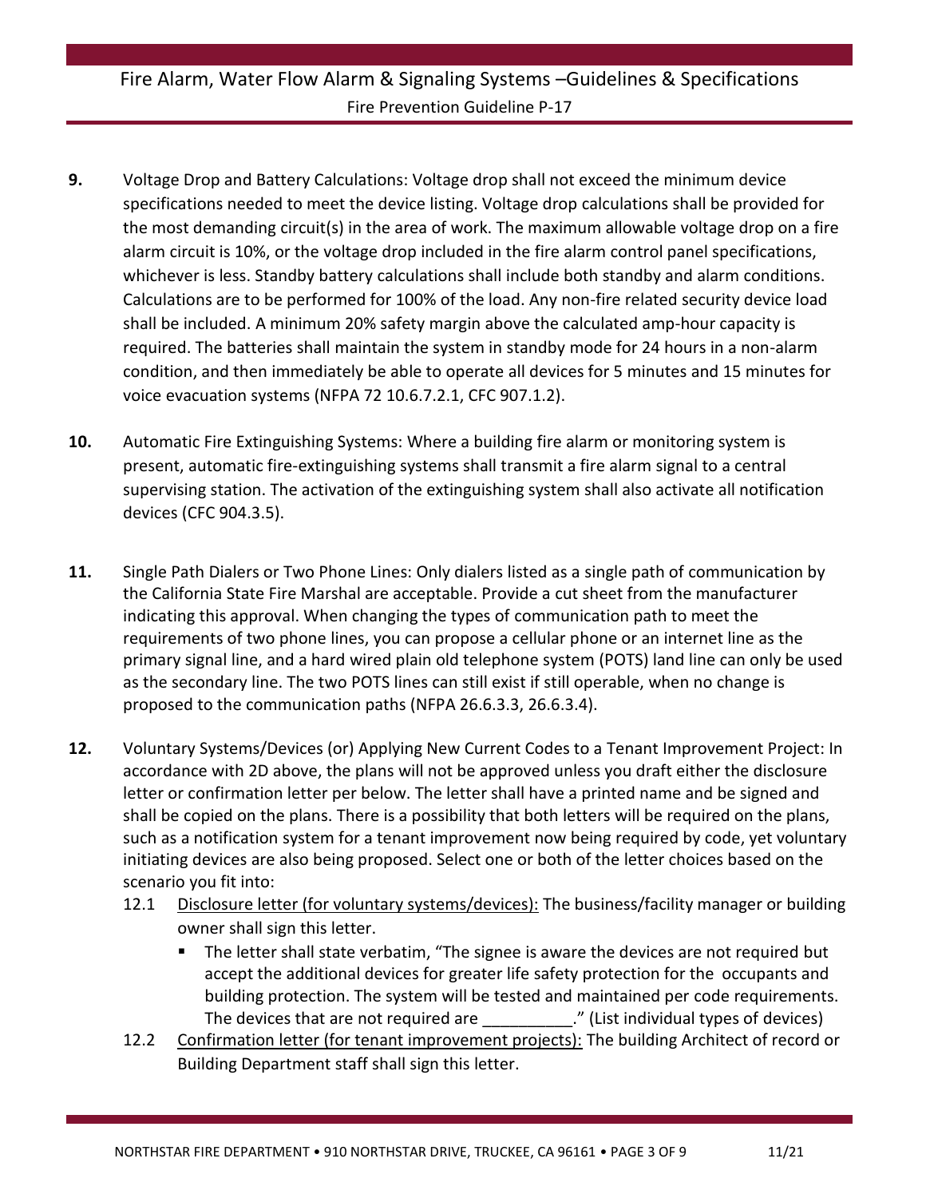**9.** Voltage Drop and Battery Calculations: Voltage drop shall not exceed the minimum device specifications needed to meet the device listing. Voltage drop calculations shall be provided for the most demanding circuit(s) in the area of work. The maximum allowable voltage drop on a fire alarm circuit is 10%, or the voltage drop included in the fire alarm control panel specifications, whichever is less. Standby battery calculations shall include both standby and alarm conditions. Calculations are to be performed for 100% of the load. Any non-fire related security device load shall be included. A minimum 20% safety margin above the calculated amp-hour capacity is required. The batteries shall maintain the system in standby mode for 24 hours in a non-alarm condition, and then immediately be able to operate all devices for 5 minutes and 15 minutes for voice evacuation systems (NFPA 72 10.6.7.2.1, CFC 907.1.2).

**10.** Automatic Fire Extinguishing Systems: Where a building fire alarm or monitoring system is present, automatic fire-extinguishing systems shall transmit a fire alarm signal to a central supervising station. The activation of the extinguishing system shall also activate all notification devices (CFC 904.3.5).

**11.** Single Path Dialers or Two Phone Lines: Only dialers listed as a single path of communication by the California State Fire Marshal are acceptable. Provide a cut sheet from the manufacturer indicating this approval. When changing the types of communication path to meet the requirements of two phone lines, you can propose a cellular phone or an internet line as the primary signal line, and a hard wired plain old telephone system (POTS) land line can only be used as the secondary line. The two POTS lines can still exist if still operable, when no change is proposed to the communication paths (NFPA 26.6.3.3, 26.6.3.4).

**12.** Voluntary Systems/Devices (or) Applying New Current Codes to a Tenant Improvement Project: In accordance with 2D above, the plans will not be approved unless you draft either the disclosure letter or confirmation letter per below. The letter shall have a printed name and be signed and shall be copied on the plans. There is a possibility that both letters will be required on the plans, such as a notification system for a tenant improvement now being required by code, yet voluntary initiating devices are also being proposed. Select one or both of the letter choices based on the scenario you fit into:

12.1 Disclosure letter (for voluntary systems/devices): The business/facility manager or building owner shall sign this letter.

- The letter shall state verbatim, "The signee is aware the devices are not required but accept the additional devices for greater life safety protection for the occupants and building protection. The system will be tested and maintained per code requirements. The devices that are not required are __________." (List individual types of devices)

12.2 Confirmation letter (for tenant improvement projects): The building Architect of record or Building Department staff shall sign this letter.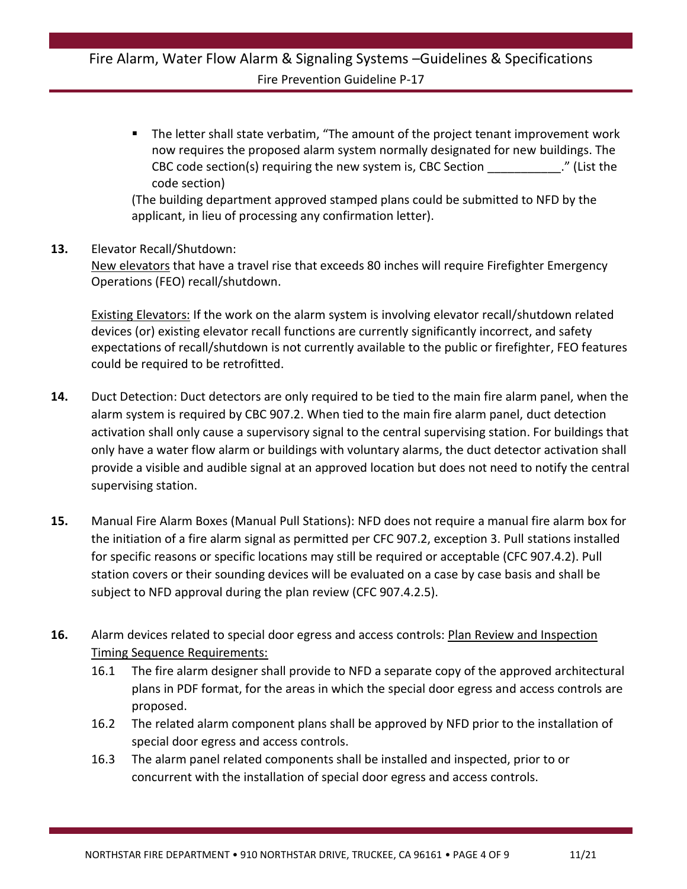- The letter shall state verbatim, "The amount of the project tenant improvement work now requires the proposed alarm system normally designated for new buildings. The CBC code section(s) requiring the new system is, CBC Section ___________." (List the code section)

  (The building department approved stamped plans could be submitted to NFD by the applicant, in lieu of processing any confirmation letter).

**13.** Elevator Recall/Shutdown:
New elevators that have a travel rise that exceeds 80 inches will require Firefighter Emergency Operations (FEO) recall/shutdown.

Existing Elevators: If the work on the alarm system is involving elevator recall/shutdown related devices (or) existing elevator recall functions are currently significantly incorrect, and safety expectations of recall/shutdown is not currently available to the public or firefighter, FEO features could be required to be retrofitted.

**14.** Duct Detection: Duct detectors are only required to be tied to the main fire alarm panel, when the alarm system is required by CBC 907.2. When tied to the main fire alarm panel, duct detection activation shall only cause a supervisory signal to the central supervising station. For buildings that only have a water flow alarm or buildings with voluntary alarms, the duct detector activation shall provide a visible and audible signal at an approved location but does not need to notify the central supervising station.

**15.** Manual Fire Alarm Boxes (Manual Pull Stations): NFD does not require a manual fire alarm box for the initiation of a fire alarm signal as permitted per CFC 907.2, exception 3. Pull stations installed for specific reasons or specific locations may still be required or acceptable (CFC 907.4.2). Pull station covers or their sounding devices will be evaluated on a case by case basis and shall be subject to NFD approval during the plan review (CFC 907.4.2.5).

**16.** Alarm devices related to special door egress and access controls: Plan Review and Inspection Timing Sequence Requirements:

16.1 The fire alarm designer shall provide to NFD a separate copy of the approved architectural plans in PDF format, for the areas in which the special door egress and access controls are proposed.

16.2 The related alarm component plans shall be approved by NFD prior to the installation of special door egress and access controls.

16.3 The alarm panel related components shall be installed and inspected, prior to or concurrent with the installation of special door egress and access controls.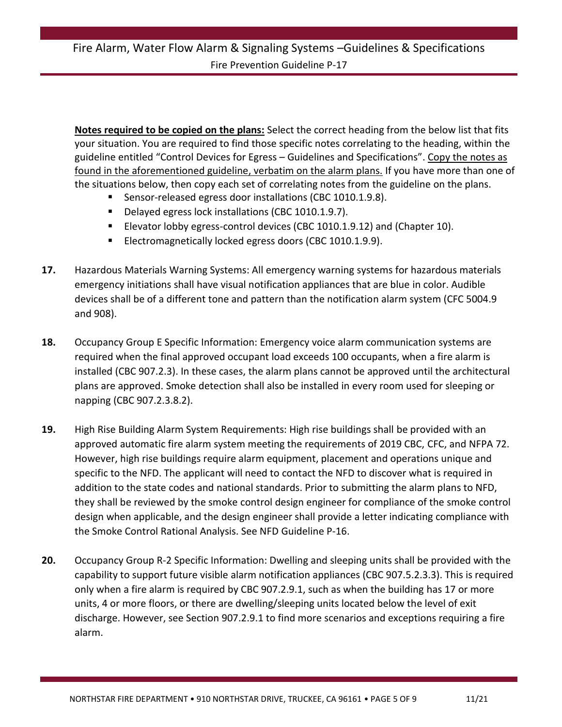**Notes required to be copied on the plans:** Select the correct heading from the below list that fits your situation. You are required to find those specific notes correlating to the heading, within the guideline entitled "Control Devices for Egress – Guidelines and Specifications". <u>Copy the notes as found in the aforementioned guideline, verbatim on the alarm plans.</u> If you have more than one of the situations below, then copy each set of correlating notes from the guideline on the plans.

- Sensor-released egress door installations (CBC 1010.1.9.8).
- Delayed egress lock installations (CBC 1010.1.9.7).
- Elevator lobby egress-control devices (CBC 1010.1.9.12) and (Chapter 10).
- Electromagnetically locked egress doors (CBC 1010.1.9.9).

**17.** Hazardous Materials Warning Systems: All emergency warning systems for hazardous materials emergency initiations shall have visual notification appliances that are blue in color. Audible devices shall be of a different tone and pattern than the notification alarm system (CFC 5004.9 and 908).

**18.** Occupancy Group E Specific Information: Emergency voice alarm communication systems are required when the final approved occupant load exceeds 100 occupants, when a fire alarm is installed (CBC 907.2.3). In these cases, the alarm plans cannot be approved until the architectural plans are approved. Smoke detection shall also be installed in every room used for sleeping or napping (CBC 907.2.3.8.2).

**19.** High Rise Building Alarm System Requirements: High rise buildings shall be provided with an approved automatic fire alarm system meeting the requirements of 2019 CBC, CFC, and NFPA 72. However, high rise buildings require alarm equipment, placement and operations unique and specific to the NFD. The applicant will need to contact the NFD to discover what is required in addition to the state codes and national standards. Prior to submitting the alarm plans to NFD, they shall be reviewed by the smoke control design engineer for compliance of the smoke control design when applicable, and the design engineer shall provide a letter indicating compliance with the Smoke Control Rational Analysis. See NFD Guideline P-16.

**20.** Occupancy Group R-2 Specific Information: Dwelling and sleeping units shall be provided with the capability to support future visible alarm notification appliances (CBC 907.5.2.3.3). This is required only when a fire alarm is required by CBC 907.2.9.1, such as when the building has 17 or more units, 4 or more floors, or there are dwelling/sleeping units located below the level of exit discharge. However, see Section 907.2.9.1 to find more scenarios and exceptions requiring a fire alarm.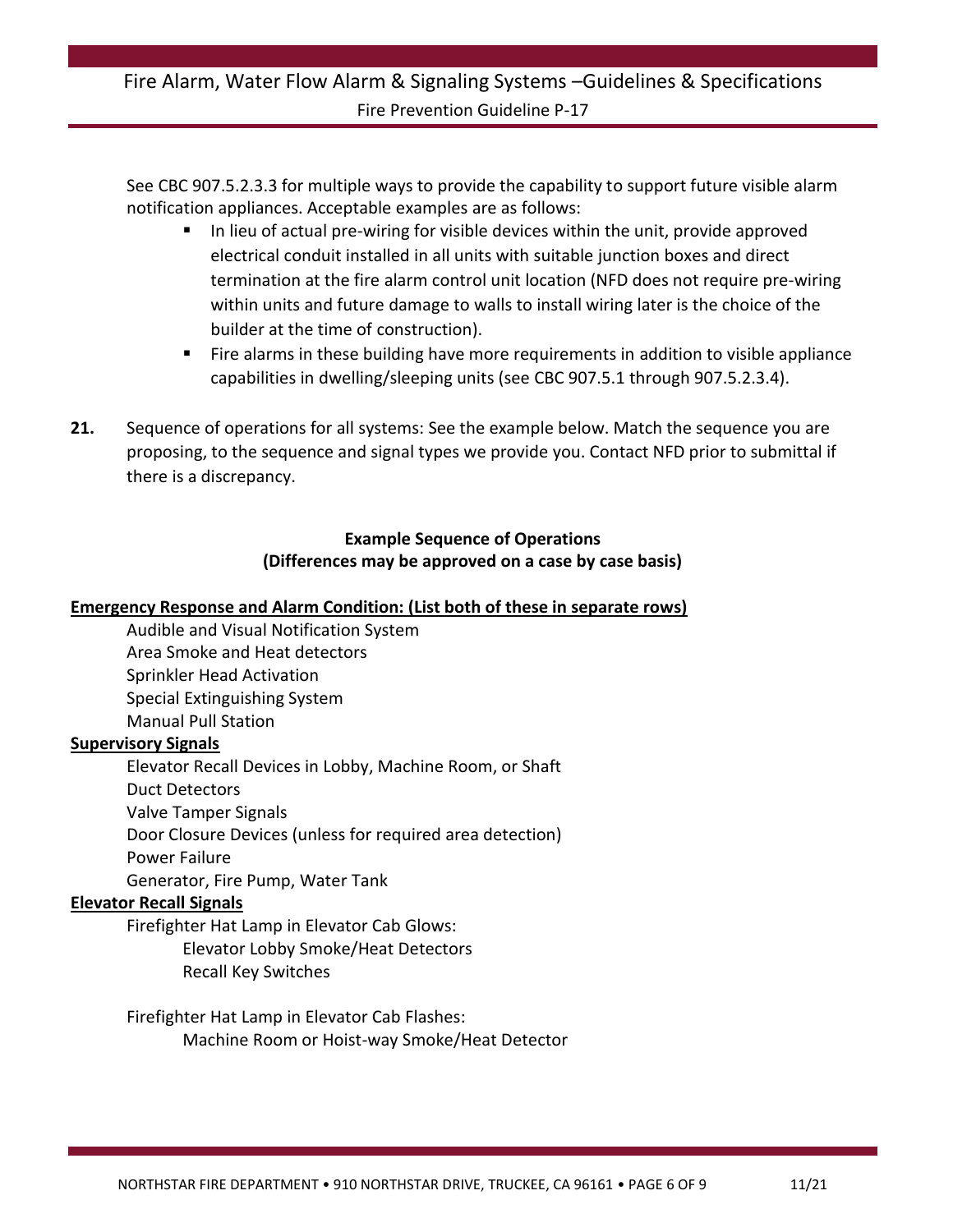See CBC 907.5.2.3.3 for multiple ways to provide the capability to support future visible alarm notification appliances. Acceptable examples are as follows:

- In lieu of actual pre-wiring for visible devices within the unit, provide approved electrical conduit installed in all units with suitable junction boxes and direct termination at the fire alarm control unit location (NFD does not require pre-wiring within units and future damage to walls to install wiring later is the choice of the builder at the time of construction).
- Fire alarms in these building have more requirements in addition to visible appliance capabilities in dwelling/sleeping units (see CBC 907.5.1 through 907.5.2.3.4).

**21.** Sequence of operations for all systems: See the example below. Match the sequence you are proposing, to the sequence and signal types we provide you. Contact NFD prior to submittal if there is a discrepancy.

**Example Sequence of Operations**
**(Differences may be approved on a case by case basis)**

**Emergency Response and Alarm Condition: (List both of these in separate rows)**

- Audible and Visual Notification System
- Area Smoke and Heat detectors
- Sprinkler Head Activation
- Special Extinguishing System
- Manual Pull Station

**Supervisory Signals**

- Elevator Recall Devices in Lobby, Machine Room, or Shaft
- Duct Detectors
- Valve Tamper Signals
- Door Closure Devices (unless for required area detection)
- Power Failure
- Generator, Fire Pump, Water Tank

**Elevator Recall Signals**

- Firefighter Hat Lamp in Elevator Cab Glows:
  - Elevator Lobby Smoke/Heat Detectors
  - Recall Key Switches
- Firefighter Hat Lamp in Elevator Cab Flashes:
  - Machine Room or Hoist-way Smoke/Heat Detector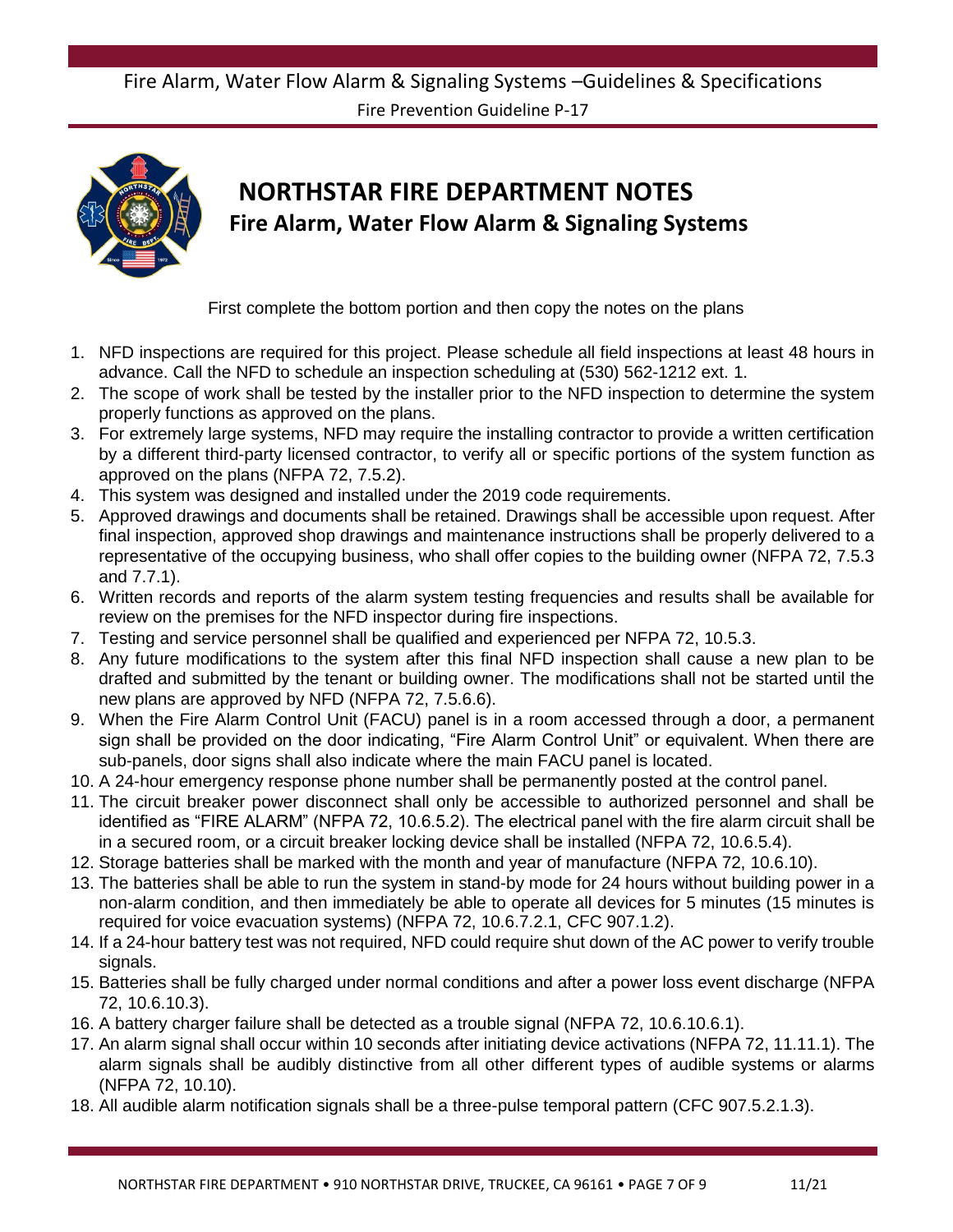# NORTHSTAR FIRE DEPARTMENT NOTES

## Fire Alarm, Water Flow Alarm & Signaling Systems

First complete the bottom portion and then copy the notes on the plans

1. NFD inspections are required for this project. Please schedule all field inspections at least 48 hours in advance. Call the NFD to schedule an inspection scheduling at (530) 562-1212 ext. 1.
2. The scope of work shall be tested by the installer prior to the NFD inspection to determine the system properly functions as approved on the plans.
3. For extremely large systems, NFD may require the installing contractor to provide a written certification by a different third-party licensed contractor, to verify all or specific portions of the system function as approved on the plans (NFPA 72, 7.5.2).
4. This system was designed and installed under the 2019 code requirements.
5. Approved drawings and documents shall be retained. Drawings shall be accessible upon request. After final inspection, approved shop drawings and maintenance instructions shall be properly delivered to a representative of the occupying business, who shall offer copies to the building owner (NFPA 72, 7.5.3 and 7.7.1).
6. Written records and reports of the alarm system testing frequencies and results shall be available for review on the premises for the NFD inspector during fire inspections.
7. Testing and service personnel shall be qualified and experienced per NFPA 72, 10.5.3.
8. Any future modifications to the system after this final NFD inspection shall cause a new plan to be drafted and submitted by the tenant or building owner. The modifications shall not be started until the new plans are approved by NFD (NFPA 72, 7.5.6.6).
9. When the Fire Alarm Control Unit (FACU) panel is in a room accessed through a door, a permanent sign shall be provided on the door indicating, "Fire Alarm Control Unit" or equivalent. When there are sub-panels, door signs shall also indicate where the main FACU panel is located.
10. A 24-hour emergency response phone number shall be permanently posted at the control panel.
11. The circuit breaker power disconnect shall only be accessible to authorized personnel and shall be identified as "FIRE ALARM" (NFPA 72, 10.6.5.2). The electrical panel with the fire alarm circuit shall be in a secured room, or a circuit breaker locking device shall be installed (NFPA 72, 10.6.5.4).
12. Storage batteries shall be marked with the month and year of manufacture (NFPA 72, 10.6.10).
13. The batteries shall be able to run the system in stand-by mode for 24 hours without building power in a non-alarm condition, and then immediately be able to operate all devices for 5 minutes (15 minutes is required for voice evacuation systems) (NFPA 72, 10.6.7.2.1, CFC 907.1.2).
14. If a 24-hour battery test was not required, NFD could require shut down of the AC power to verify trouble signals.
15. Batteries shall be fully charged under normal conditions and after a power loss event discharge (NFPA 72, 10.6.10.3).
16. A battery charger failure shall be detected as a trouble signal (NFPA 72, 10.6.10.6.1).
17. An alarm signal shall occur within 10 seconds after initiating device activations (NFPA 72, 11.11.1). The alarm signals shall be audibly distinctive from all other different types of audible systems or alarms (NFPA 72, 10.10).
18. All audible alarm notification signals shall be a three-pulse temporal pattern (CFC 907.5.2.1.3).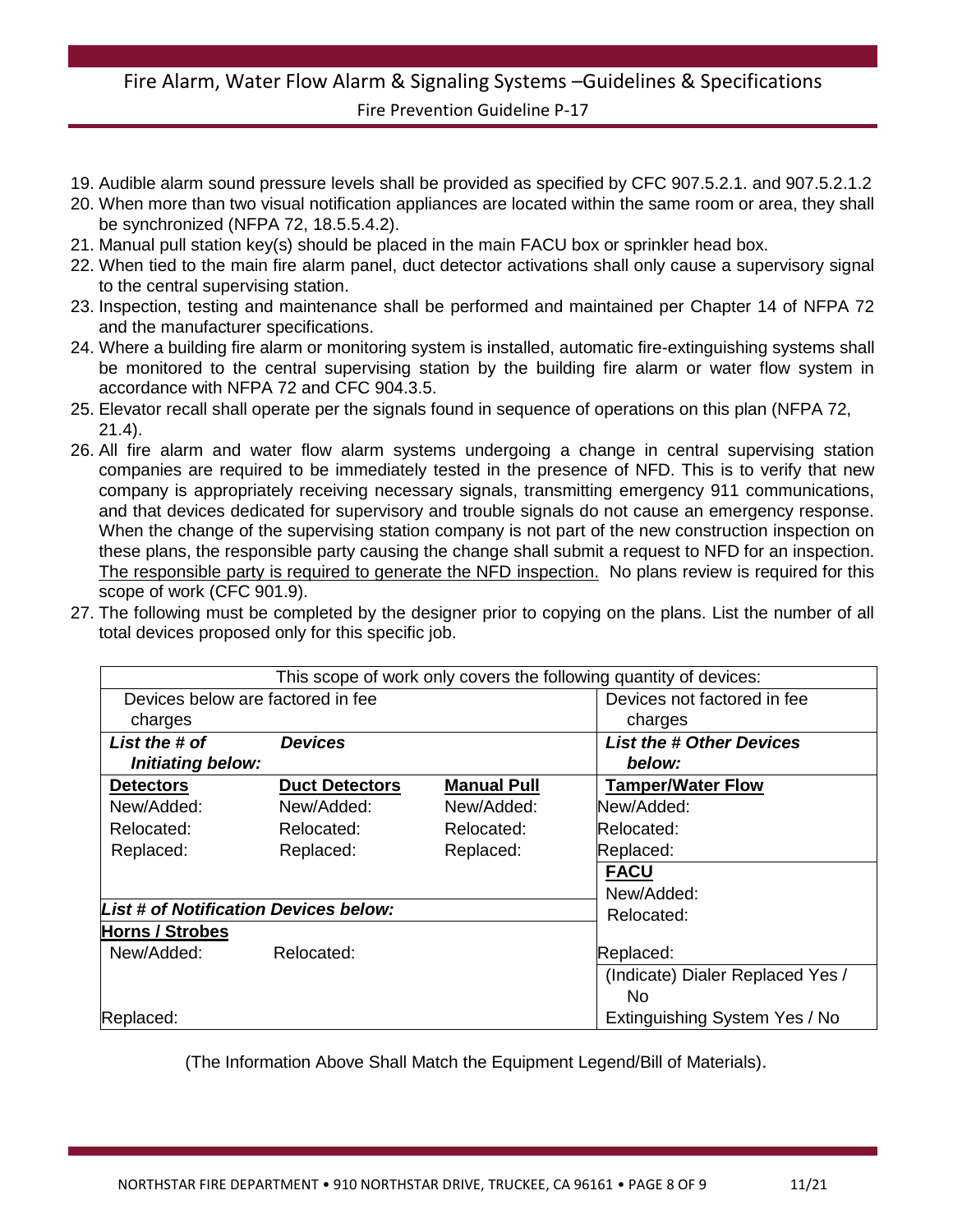19. Audible alarm sound pressure levels shall be provided as specified by CFC 907.5.2.1. and 907.5.2.1.2
20. When more than two visual notification appliances are located within the same room or area, they shall be synchronized (NFPA 72, 18.5.5.4.2).
21. Manual pull station key(s) should be placed in the main FACU box or sprinkler head box.
22. When tied to the main fire alarm panel, duct detector activations shall only cause a supervisory signal to the central supervising station.
23. Inspection, testing and maintenance shall be performed and maintained per Chapter 14 of NFPA 72 and the manufacturer specifications.
24. Where a building fire alarm or monitoring system is installed, automatic fire-extinguishing systems shall be monitored to the central supervising station by the building fire alarm or water flow system in accordance with NFPA 72 and CFC 904.3.5.
25. Elevator recall shall operate per the signals found in sequence of operations on this plan (NFPA 72, 21.4).
26. All fire alarm and water flow alarm systems undergoing a change in central supervising station companies are required to be immediately tested in the presence of NFD. This is to verify that new company is appropriately receiving necessary signals, transmitting emergency 911 communications, and that devices dedicated for supervisory and trouble signals do not cause an emergency response. When the change of the supervising station company is not part of the new construction inspection on these plans, the responsible party causing the change shall submit a request to NFD for an inspection. <u>The responsible party is required to generate the NFD inspection.</u> No plans review is required for this scope of work (CFC 901.9).
27. The following must be completed by the designer prior to copying on the plans. List the number of all total devices proposed only for this specific job.

| This scope of work only covers the following quantity of devices: | | | |
|---|---|---|---|
| Devices below are factored in fee charges | | | Devices not factored in fee charges |
| ***List the # of Initiating below:*** | ***Devices*** | | ***List the # Other Devices below:*** |
| **<u>Detectors</u>** | **<u>Duct Detectors</u>** | **<u>Manual Pull</u>** | **<u>Tamper/Water Flow</u>** |
| New/Added: | New/Added: | New/Added: | New/Added: |
| Relocated: | Relocated: | Relocated: | Relocated: |
| Replaced: | Replaced: | Replaced: | Replaced: |
| | | | **<u>FACU</u>** New/Added: |
| ***List # of Notification Devices below:*** | | | Relocated: |
| **<u>Horns / Strobes</u>** | | | |
| New/Added: | Relocated: | | Replaced: |
| | | | (Indicate) Dialer Replaced Yes / No |
| Replaced: | | | Extinguishing System Yes / No |

(The Information Above Shall Match the Equipment Legend/Bill of Materials).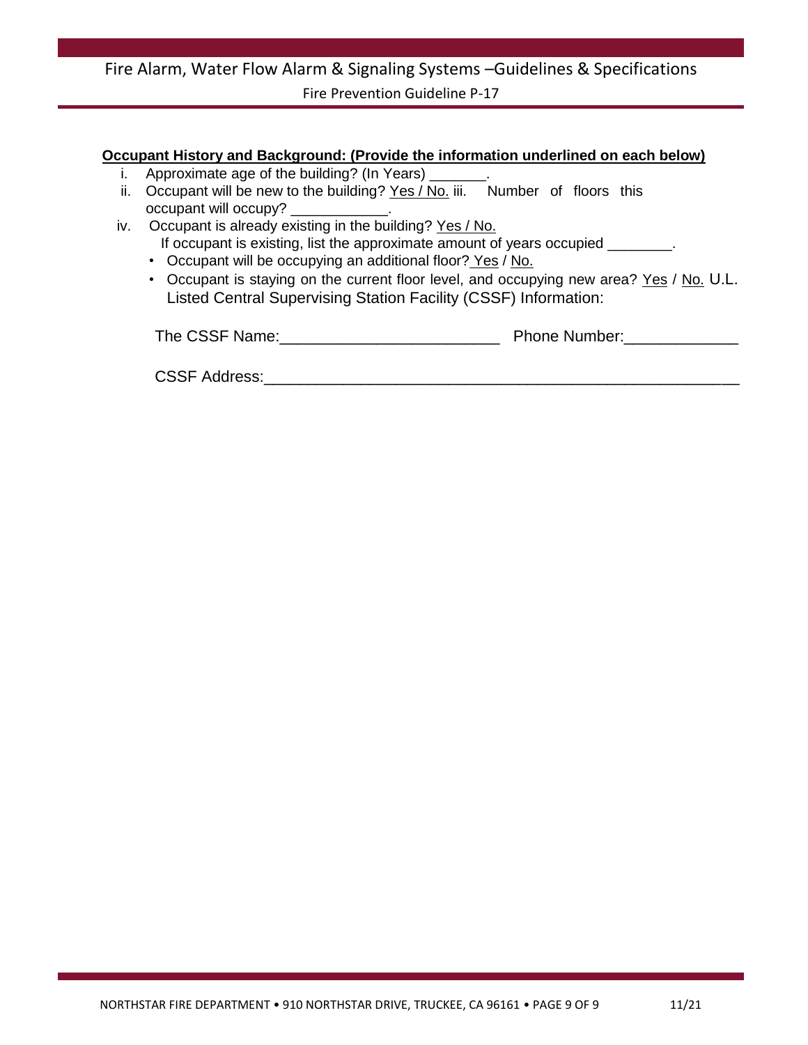**Occupant History and Background: (Provide the information underlined on each below)**

i. Approximate age of the building? (In Years) _______.
ii. Occupant will be new to the building? Yes / No.
iii. Number of floors this occupant will occupy? ____________.
iv. Occupant is already existing in the building? Yes / No.
   If occupant is existing, list the approximate amount of years occupied ________.
   - Occupant will be occupying an additional floor? Yes / No.
   - Occupant is staying on the current floor level, and occupying new area? Yes / No.

U.L. Listed Central Supervising Station Facility (CSSF) Information:

The CSSF Name:_________________________ Phone Number:_____________

CSSF Address:________________________________________________________